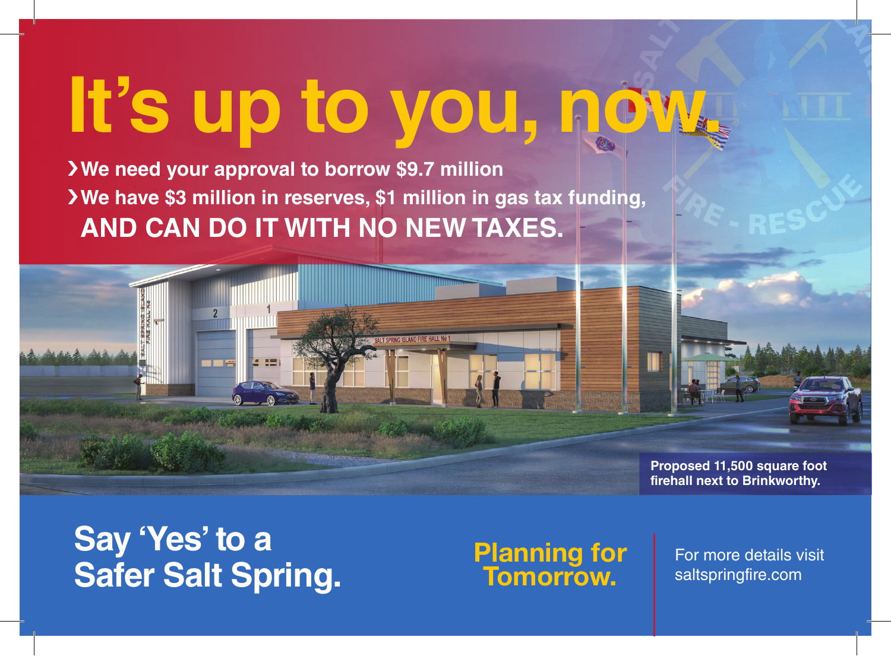# It's up to you, now.

- We need your approval to borrow $9.7 million
- We have $3 million in reserves, $1 million in gas tax funding,

**AND CAN DO IT WITH NO NEW TAXES.**

Proposed 11,500 square foot firehall next to Brinkworthy.

## Say 'Yes' to a Safer Salt Spring.

**Planning for Tomorrow.**

For more details visit saltspringfire.com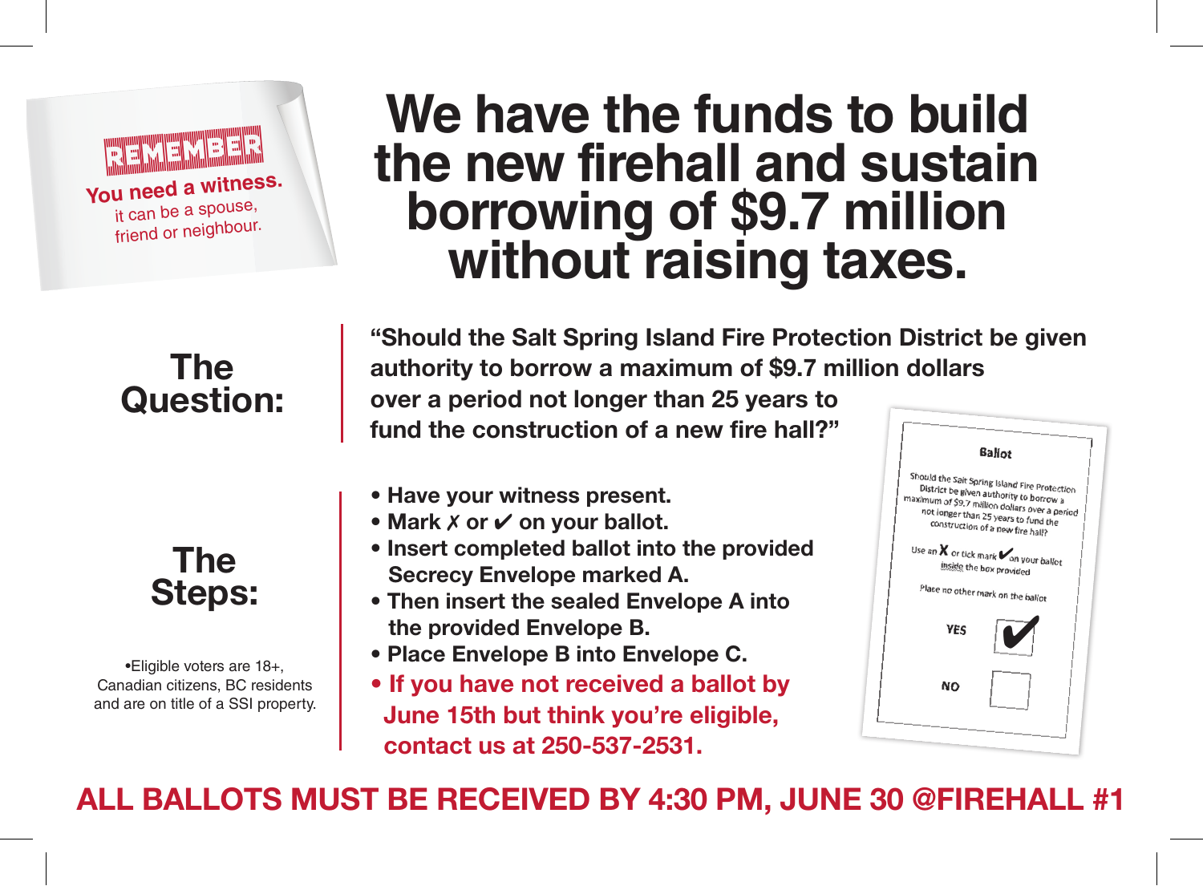**REMEMBER**

**You need a witness.**
it can be a spouse, friend or neighbour.

# We have the funds to build the new firehall and sustain borrowing of $9.7 million without raising taxes.

## The Question:

**"Should the Salt Spring Island Fire Protection District be given authority to borrow a maximum of $9.7 million dollars over a period not longer than 25 years to fund the construction of a new fire hall?"**

**Ballot**

Should the Salt Spring Island Fire Protection District be given authority to borrow a maximum of $9.7 million dollars over a period not longer than 25 years to fund the construction of a new fire hall?

Use an X or tick mark ✔ on your ballot inside the box provided

Place no other mark on the ballot

YES ✔

NO

## The Steps:

- **Have your witness present.**
- **Mark ✗ or ✔ on your ballot.**
- **Insert completed ballot into the provided Secrecy Envelope marked A.**
- **Then insert the sealed Envelope A into the provided Envelope B.**
- **Place Envelope B into Envelope C.**
- **If you have not received a ballot by June 15th but think you're eligible, contact us at 250-537-2531.**

•Eligible voters are 18+, Canadian citizens, BC residents and are on title of a SSI property.

**ALL BALLOTS MUST BE RECEIVED BY 4:30 PM, JUNE 30 @FIREHALL #1**